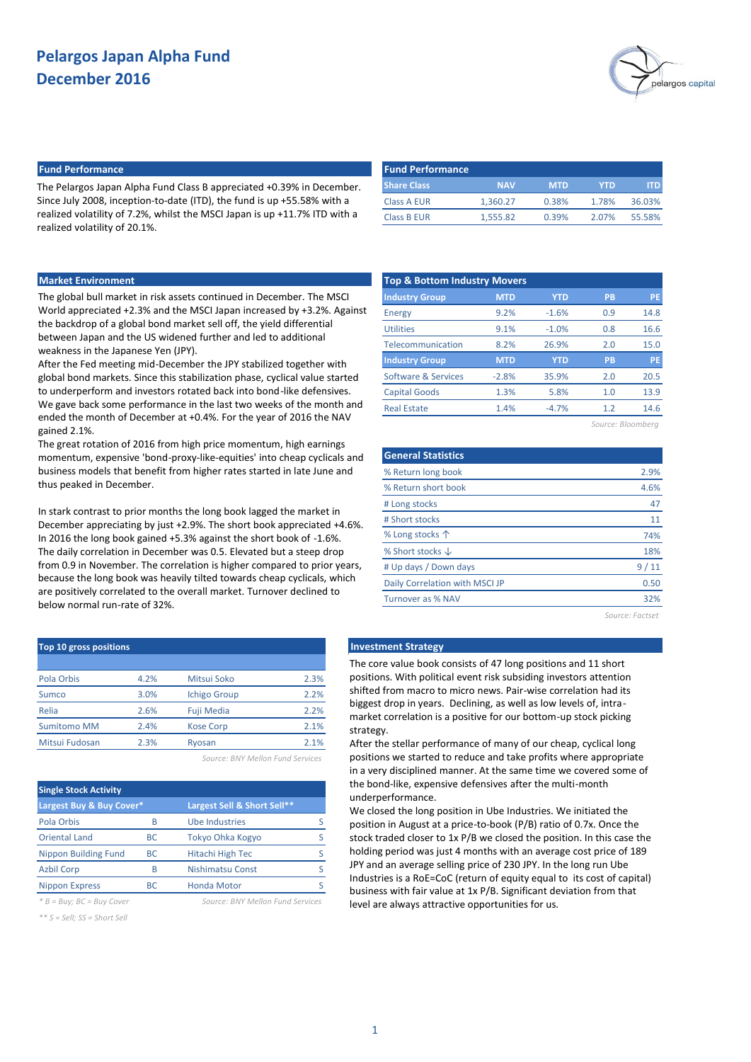# Pelargos Japan Alpha Fund
# December 2016

## Fund Performance

The Pelargos Japan Alpha Fund Class B appreciated +0.39% in December. Since July 2008, inception-to-date (ITD), the fund is up +55.58% with a realized volatility of 7.2%, whilst the MSCI Japan is up +11.7% ITD with a realized volatility of 20.1%.

| Share Class | NAV | MTD | YTD | ITD |
|---|---|---|---|---|
| Class A EUR | 1,360.27 | 0.38% | 1.78% | 36.03% |
| Class B EUR | 1,555.82 | 0.39% | 2.07% | 55.58% |

## Market Environment

The global bull market in risk assets continued in December. The MSCI World appreciated +2.3% and the MSCI Japan increased by +3.2%. Against the backdrop of a global bond market sell off, the yield differential between Japan and the US widened further and led to additional weakness in the Japanese Yen (JPY).

After the Fed meeting mid-December the JPY stabilized together with global bond markets. Since this stabilization phase, cyclical value started to underperform and investors rotated back into bond-like defensives. We gave back some performance in the last two weeks of the month and ended the month of December at +0.4%. For the year of 2016 the NAV gained 2.1%.

The great rotation of 2016 from high price momentum, high earnings momentum, expensive 'bond-proxy-like-equities' into cheap cyclicals and business models that benefit from higher rates started in late June and thus peaked in December.

In stark contrast to prior months the long book lagged the market in December appreciating by just +2.9%. The short book appreciated +4.6%. In 2016 the long book gained +5.3% against the short book of -1.6%.
The daily correlation in December was 0.5. Elevated but a steep drop from 0.9 in November. The correlation is higher compared to prior years, because the long book was heavily tilted towards cheap cyclicals, which are positively correlated to the overall market. Turnover declined to below normal run-rate of 32%.

## Top & Bottom Industry Movers

| Industry Group | MTD | YTD | PB | PE |
|---|---|---|---|---|
| Energy | 9.2% | -1.6% | 0.9 | 14.8 |
| Utilities | 9.1% | -1.0% | 0.8 | 16.6 |
| Telecommunication | 8.2% | 26.9% | 2.0 | 15.0 |
| **Industry Group** | **MTD** | **YTD** | **PB** | **PE** |
| Software & Services | -2.8% | 35.9% | 2.0 | 20.5 |
| Capital Goods | 1.3% | 5.8% | 1.0 | 13.9 |
| Real Estate | 1.4% | -4.7% | 1.2 | 14.6 |

*Source: Bloomberg*

## General Statistics

| | |
|---|---|
| % Return long book | 2.9% |
| % Return short book | 4.6% |
| # Long stocks | 47 |
| # Short stocks | 11 |
| % Long stocks ↑ | 74% |
| % Short stocks ↓ | 18% |
| # Up days / Down days | 9 / 11 |
| Daily Correlation with MSCI JP | 0.50 |
| Turnover as % NAV | 32% |

*Source: Factset*

## Top 10 gross positions

| | | | |
|---|---|---|---|
| Pola Orbis | 4.2% | Mitsui Soko | 2.3% |
| Sumco | 3.0% | Ichigo Group | 2.2% |
| Relia | 2.6% | Fuji Media | 2.2% |
| Sumitomo MM | 2.4% | Kose Corp | 2.1% |
| Mitsui Fudosan | 2.3% | Ryosan | 2.1% |

*Source: BNY Mellon Fund Services*

## Single Stock Activity

| Largest Buy & Buy Cover* | | Largest Sell & Short Sell** | |
|---|---|---|---|
| Pola Orbis | B | Ube Industries | S |
| Oriental Land | BC | Tokyo Ohka Kogyo | S |
| Nippon Building Fund | BC | Hitachi High Tec | S |
| Azbil Corp | B | Nishimatsu Const | S |
| Nippon Express | BC | Honda Motor | S |

*\* B = Buy; BC = Buy Cover* — *Source: BNY Mellon Fund Services*

*\*\* S = Sell; SS = Short Sell*

## Investment Strategy

The core value book consists of 47 long positions and 11 short positions. With political event risk subsiding investors attention shifted from macro to micro news. Pair-wise correlation had its biggest drop in years. Declining, as well as low levels of, intra-market correlation is a positive for our bottom-up stock picking strategy.

After the stellar performance of many of our cheap, cyclical long positions we started to reduce and take profits where appropriate in a very disciplined manner. At the same time we covered some of the bond-like, expensive defensives after the multi-month underperformance.

We closed the long position in Ube Industries. We initiated the position in August at a price-to-book (P/B) ratio of 0.7x. Once the stock traded closer to 1x P/B we closed the position. In this case the holding period was just 4 months with an average cost price of 189 JPY and an average selling price of 230 JPY. In the long run Ube Industries is a RoE=CoC (return of equity equal to its cost of capital) business with fair value at 1x P/B. Significant deviation from that level are always attractive opportunities for us.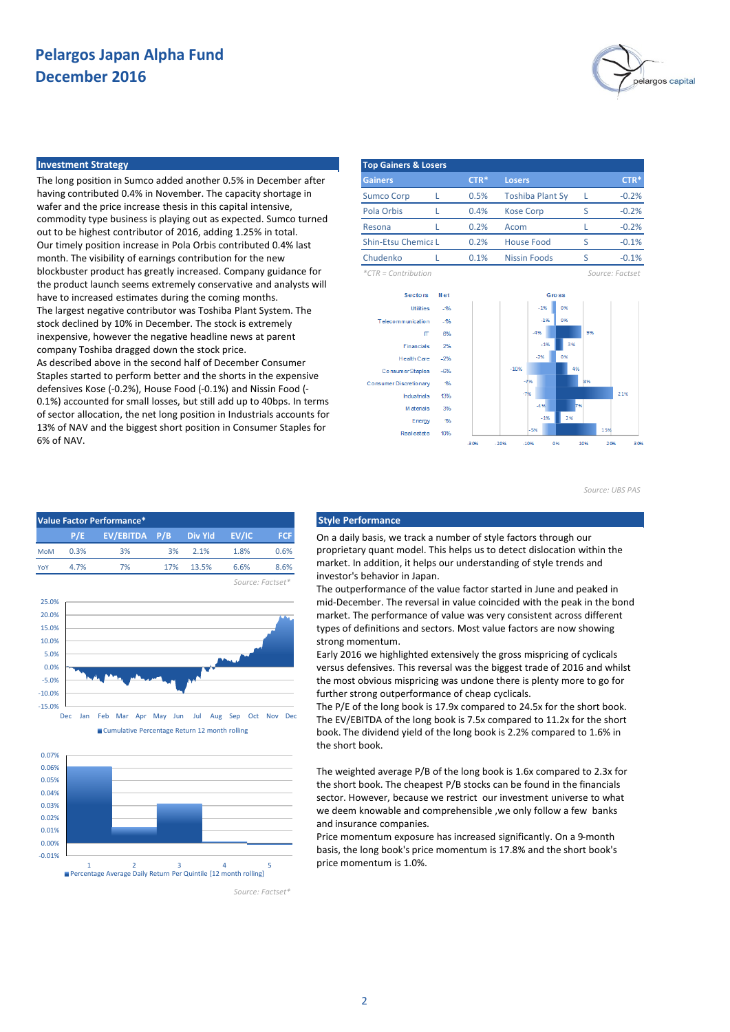# Pelargos Japan Alpha Fund
# December 2016

## Investment Strategy

The long position in Sumco added another 0.5% in December after having contributed 0.4% in November. The capacity shortage in wafer and the price increase thesis in this capital intensive, commodity type business is playing out as expected. Sumco turned out to be highest contributor of 2016, adding 1.25% in total.
Our timely position increase in Pola Orbis contributed 0.4% last month. The visibility of earnings contribution for the new blockbuster product has greatly increased. Company guidance for the product launch seems extremely conservative and analysts will have to increased estimates during the coming months.
The largest negative contributor was Toshiba Plant System. The stock declined by 10% in December. The stock is extremely inexpensive, however the negative headline news at parent company Toshiba dragged down the stock price.
As described above in the second half of December Consumer Staples started to perform better and the shorts in the expensive defensives Kose (-0.2%), House Food (-0.1%) and Nissin Food (-0.1%) accounted for small losses, but still add up to 40bps. In terms of sector allocation, the net long position in Industrials accounts for 13% of NAV and the biggest short position in Consumer Staples for 6% of NAV.

## Top Gainers & Losers

| Gainers | | CTR* | Losers | | CTR* |
|---|---|---|---|---|---|
| Sumco Corp | L | 0.5% | Toshiba Plant Sy | L | -0.2% |
| Pola Orbis | L | 0.4% | Kose Corp | S | -0.2% |
| Resona | L | 0.2% | Acom | L | -0.2% |
| Shin-Etsu Chemica | L | 0.2% | House Food | S | -0.1% |
| Chudenko | L | 0.1% | Nissin Foods | S | -0.1% |

*CTR = Contribution

Source: Factset

| Sectors | Net | Gross (short) | Gross (long) |
|---|---|---|---|
| Utilities | -1% | -1% | 0% |
| Telecommunication | -1% | -1% | 0% |
| IT | 6% | -4% | 9% |
| Financials | 2% | -1% | 3% |
| Health Care | -2% | -2% | 0% |
| Consumer Staples | -6% | -10% | 4% |
| Consumer Discretionary | 1% | -7% | 8% |
| Industrials | 13% | -7% | 21% |
| Materials | 3% | -4% | 7% |
| Energy | 1% | -1% | 2% |
| Realestate | 10% | -5% | 15% |

Source: UBS PAS

## Value Factor Performance*

| | P/E | EV/EBITDA | P/B | Div Yld | EV/IC | FCF |
|---|---|---|---|---|---|---|
| MoM | 0.3% | 3% | 3% | 2.1% | 1.8% | 0.6% |
| YoY | 4.7% | 7% | 17% | 13.5% | 6.6% | 8.6% |

Source: Factset*

Cumulative Percentage Return 12 month rolling

Percentage Average Daily Return Per Quintile [12 month rolling]

Source: Factset*

## Style Performance

On a daily basis, we track a number of style factors through our proprietary quant model. This helps us to detect dislocation within the market. In addition, it helps our understanding of style trends and investor's behavior in Japan.
The outperformance of the value factor started in June and peaked in mid-December. The reversal in value coincided with the peak in the bond market. The performance of value was very consistent across different types of definitions and sectors. Most value factors are now showing strong momentum.
Early 2016 we highlighted extensively the gross mispricing of cyclicals versus defensives. This reversal was the biggest trade of 2016 and whilst the most obvious mispricing was undone there is plenty more to go for further strong outperformance of cheap cyclicals.
The P/E of the long book is 17.9x compared to 24.5x for the short book. The EV/EBITDA of the long book is 7.5x compared to 11.2x for the short book. The dividend yield of the long book is 2.2% compared to 1.6% in the short book.

The weighted average P/B of the long book is 1.6x compared to 2.3x for the short book. The cheapest P/B stocks can be found in the financials sector. However, because we restrict our investment universe to what we deem knowable and comprehensible ,we only follow a few banks and insurance companies.
Price momentum exposure has increased significantly. On a 9-month basis, the long book's price momentum is 17.8% and the short book's price momentum is 1.0%.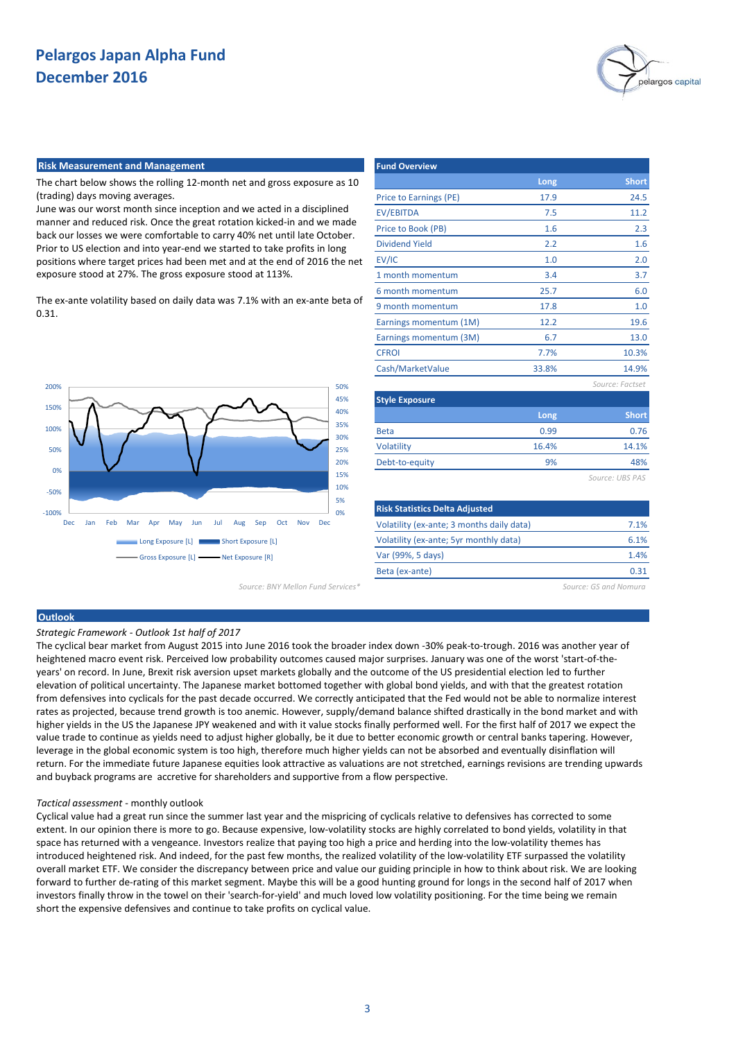# Pelargos Japan Alpha Fund
## December 2016

### Risk Measurement and Management

The chart below shows the rolling 12-month net and gross exposure as 10 (trading) days moving averages.
June was our worst month since inception and we acted in a disciplined manner and reduced risk. Once the great rotation kicked-in and we made back our losses we were comfortable to carry 40% net until late October. Prior to US election and into year-end we started to take profits in long positions where target prices had been met and at the end of 2016 the net exposure stood at 27%. The gross exposure stood at 113%.

The ex-ante volatility based on daily data was 7.1% with an ex-ante beta of 0.31.

Long Exposure [L] | Short Exposure [L] | Gross Exposure [L] | Net Exposure [R]

Source: BNY Mellon Fund Services*

### Fund Overview

| | Long | Short |
|---|---|---|
| Price to Earnings (PE) | 17.9 | 24.5 |
| EV/EBITDA | 7.5 | 11.2 |
| Price to Book (PB) | 1.6 | 2.3 |
| Dividend Yield | 2.2 | 1.6 |
| EV/IC | 1.0 | 2.0 |
| 1 month momentum | 3.4 | 3.7 |
| 6 month momentum | 25.7 | 6.0 |
| 9 month momentum | 17.8 | 1.0 |
| Earnings momentum (1M) | 12.2 | 19.6 |
| Earnings momentum (3M) | 6.7 | 13.0 |
| CFROI | 7.7% | 10.3% |
| Cash/MarketValue | 33.8% | 14.9% |

Source: Factset

### Style Exposure

| | Long | Short |
|---|---|---|
| Beta | 0.99 | 0.76 |
| Volatility | 16.4% | 14.1% |
| Debt-to-equity | 9% | 48% |

Source: UBS PAS

### Risk Statistics Delta Adjusted

| | |
|---|---|
| Volatility (ex-ante; 3 months daily data) | 7.1% |
| Volatility (ex-ante; 5yr monthly data) | 6.1% |
| Var (99%, 5 days) | 1.4% |
| Beta (ex-ante) | 0.31 |

Source: GS and Nomura

### Outlook

*Strategic Framework - Outlook 1st half of 2017*

The cyclical bear market from August 2015 into June 2016 took the broader index down -30% peak-to-trough. 2016 was another year of heightened macro event risk. Perceived low probability outcomes caused major surprises. January was one of the worst 'start-of-the-years' on record. In June, Brexit risk aversion upset markets globally and the outcome of the US presidential election led to further elevation of political uncertainty. The Japanese market bottomed together with global bond yields, and with that the greatest rotation from defensives into cyclicals for the past decade occurred. We correctly anticipated that the Fed would not be able to normalize interest rates as projected, because trend growth is too anemic. However, supply/demand balance shifted drastically in the bond market and with higher yields in the US the Japanese JPY weakened and with it value stocks finally performed well. For the first half of 2017 we expect the value trade to continue as yields need to adjust higher globally, be it due to better economic growth or central banks tapering. However, leverage in the global economic system is too high, therefore much higher yields can not be absorbed and eventually disinflation will return. For the immediate future Japanese equities look attractive as valuations are not stretched, earnings revisions are trending upwards and buyback programs are accretive for shareholders and supportive from a flow perspective.

*Tactical assessment* - monthly outlook

Cyclical value had a great run since the summer last year and the mispricing of cyclicals relative to defensives has corrected to some extent. In our opinion there is more to go. Because expensive, low-volatility stocks are highly correlated to bond yields, volatility in that space has returned with a vengeance. Investors realize that paying too high a price and herding into the low-volatility themes has introduced heightened risk. And indeed, for the past few months, the realized volatility of the low-volatility ETF surpassed the volatility overall market ETF. We consider the discrepancy between price and value our guiding principle in how to think about risk. We are looking forward to further de-rating of this market segment. Maybe this will be a good hunting ground for longs in the second half of 2017 when investors finally throw in the towel on their 'search-for-yield' and much loved low volatility positioning. For the time being we remain short the expensive defensives and continue to take profits on cyclical value.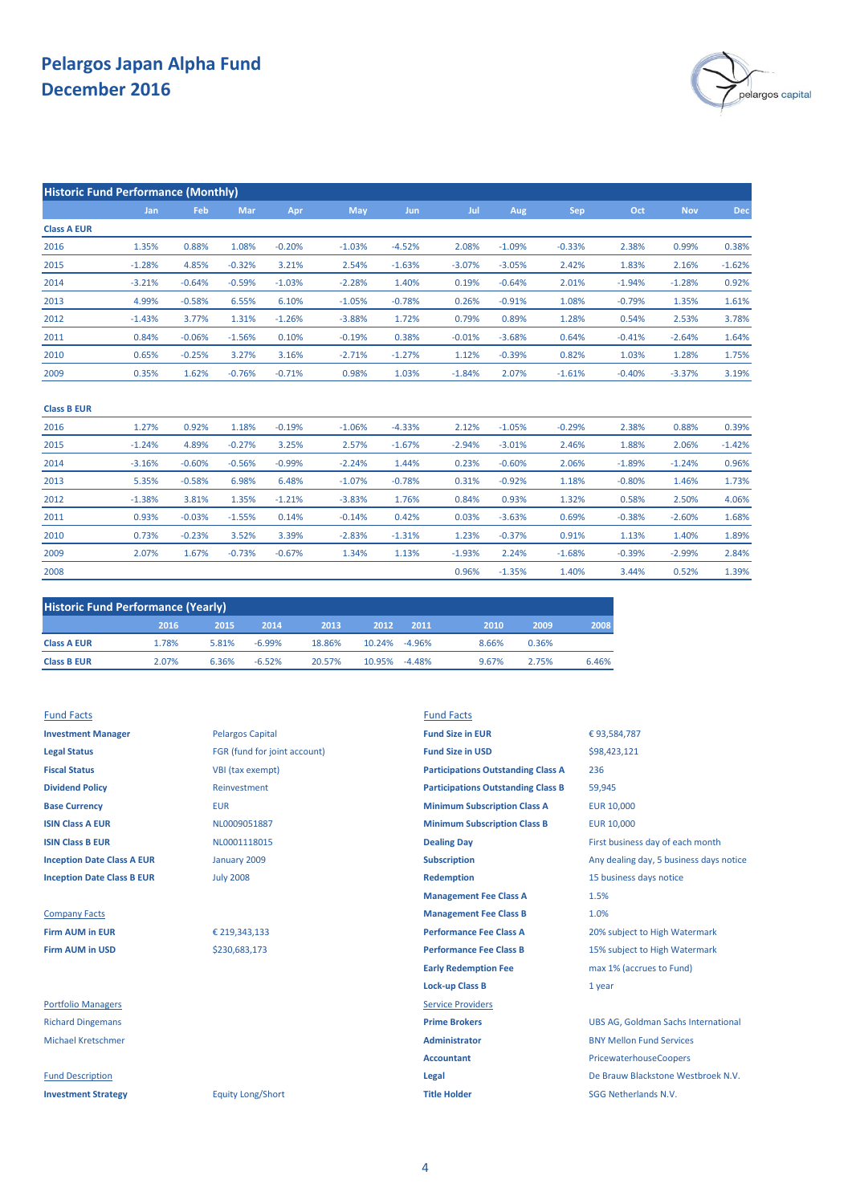# Pelargos Japan Alpha Fund
# December 2016

## Historic Fund Performance (Monthly)

| | Jan | Feb | Mar | Apr | May | Jun | Jul | Aug | Sep | Oct | Nov | Dec |
|---|---|---|---|---|---|---|---|---|---|---|---|---|
| **Class A EUR** | | | | | | | | | | | | |
| 2016 | 1.35% | 0.88% | 1.08% | -0.20% | -1.03% | -4.52% | 2.08% | -1.09% | -0.33% | 2.38% | 0.99% | 0.38% |
| 2015 | -1.28% | 4.85% | -0.32% | 3.21% | 2.54% | -1.63% | -3.07% | -3.05% | 2.42% | 1.83% | 2.16% | -1.62% |
| 2014 | -3.21% | -0.64% | -0.59% | -1.03% | -2.28% | 1.40% | 0.19% | -0.64% | 2.01% | -1.94% | -1.28% | 0.92% |
| 2013 | 4.99% | -0.58% | 6.55% | 6.10% | -1.05% | -0.78% | 0.26% | -0.91% | 1.08% | -0.79% | 1.35% | 1.61% |
| 2012 | -1.43% | 3.77% | 1.31% | -1.26% | -3.88% | 1.72% | 0.79% | 0.89% | 1.28% | 0.54% | 2.53% | 3.78% |
| 2011 | 0.84% | -0.06% | -1.56% | 0.10% | -0.19% | 0.38% | -0.01% | -3.68% | 0.64% | -0.41% | -2.64% | 1.64% |
| 2010 | 0.65% | -0.25% | 3.27% | 3.16% | -2.71% | -1.27% | 1.12% | -0.39% | 0.82% | 1.03% | 1.28% | 1.75% |
| 2009 | 0.35% | 1.62% | -0.76% | -0.71% | 0.98% | 1.03% | -1.84% | 2.07% | -1.61% | -0.40% | -3.37% | 3.19% |
| **Class B EUR** | | | | | | | | | | | | |
| 2016 | 1.27% | 0.92% | 1.18% | -0.19% | -1.06% | -4.33% | 2.12% | -1.05% | -0.29% | 2.38% | 0.88% | 0.39% |
| 2015 | -1.24% | 4.89% | -0.27% | 3.25% | 2.57% | -1.67% | -2.94% | -3.01% | 2.46% | 1.88% | 2.06% | -1.42% |
| 2014 | -3.16% | -0.60% | -0.56% | -0.99% | -2.24% | 1.44% | 0.23% | -0.60% | 2.06% | -1.89% | -1.24% | 0.96% |
| 2013 | 5.35% | -0.58% | 6.98% | 6.48% | -1.07% | -0.78% | 0.31% | -0.92% | 1.18% | -0.80% | 1.46% | 1.73% |
| 2012 | -1.38% | 3.81% | 1.35% | -1.21% | -3.83% | 1.76% | 0.84% | 0.93% | 1.32% | 0.58% | 2.50% | 4.06% |
| 2011 | 0.93% | -0.03% | -1.55% | 0.14% | -0.14% | 0.42% | 0.03% | -3.63% | 0.69% | -0.38% | -2.60% | 1.68% |
| 2010 | 0.73% | -0.23% | 3.52% | 3.39% | -2.83% | -1.31% | 1.23% | -0.37% | 0.91% | 1.13% | 1.40% | 1.89% |
| 2009 | 2.07% | 1.67% | -0.73% | -0.67% | 1.34% | 1.13% | -1.93% | 2.24% | -1.68% | -0.39% | -2.99% | 2.84% |
| 2008 | | | | | | | 0.96% | -1.35% | 1.40% | 3.44% | 0.52% | 1.39% |

## Historic Fund Performance (Yearly)

| | 2016 | 2015 | 2014 | 2013 | 2012 | 2011 | 2010 | 2009 | 2008 |
|---|---|---|---|---|---|---|---|---|---|
| **Class A EUR** | 1.78% | 5.81% | -6.99% | 18.86% | 10.24% | -4.96% | 8.66% | 0.36% | |
| **Class B EUR** | 2.07% | 6.36% | -6.52% | 20.57% | 10.95% | -4.48% | 9.67% | 2.75% | 6.46% |

### Fund Facts

| | |
|---|---|
| **Investment Manager** | Pelargos Capital |
| **Legal Status** | FGR (fund for joint account) |
| **Fiscal Status** | VBI (tax exempt) |
| **Dividend Policy** | Reinvestment |
| **Base Currency** | EUR |
| **ISIN Class A EUR** | NL0009051887 |
| **ISIN Class B EUR** | NL0001118015 |
| **Inception Date Class A EUR** | January 2009 |
| **Inception Date Class B EUR** | July 2008 |

### Company Facts

| | |
|---|---|
| **Firm AUM in EUR** | € 219,343,133 |
| **Firm AUM in USD** | $230,683,173 |

### Portfolio Managers

Richard Dingemans

Michael Kretschmer

### Fund Description

| | |
|---|---|
| **Investment Strategy** | Equity Long/Short |

### Fund Facts

| | |
|---|---|
| **Fund Size in EUR** | € 93,584,787 |
| **Fund Size in USD** | $98,423,121 |
| **Participations Outstanding Class A** | 236 |
| **Participations Outstanding Class B** | 59,945 |
| **Minimum Subscription Class A** | EUR 10,000 |
| **Minimum Subscription Class B** | EUR 10,000 |
| **Dealing Day** | First business day of each month |
| **Subscription** | Any dealing day, 5 business days notice |
| **Redemption** | 15 business days notice |
| **Management Fee Class A** | 1.5% |
| **Management Fee Class B** | 1.0% |
| **Performance Fee Class A** | 20% subject to High Watermark |
| **Performance Fee Class B** | 15% subject to High Watermark |
| **Early Redemption Fee** | max 1% (accrues to Fund) |
| **Lock-up Class B** | 1 year |

### Service Providers

| | |
|---|---|
| **Prime Brokers** | UBS AG, Goldman Sachs International |
| **Administrator** | BNY Mellon Fund Services |
| **Accountant** | PricewaterhouseCoopers |
| **Legal** | De Brauw Blackstone Westbroek N.V. |
| **Title Holder** | SGG Netherlands N.V. |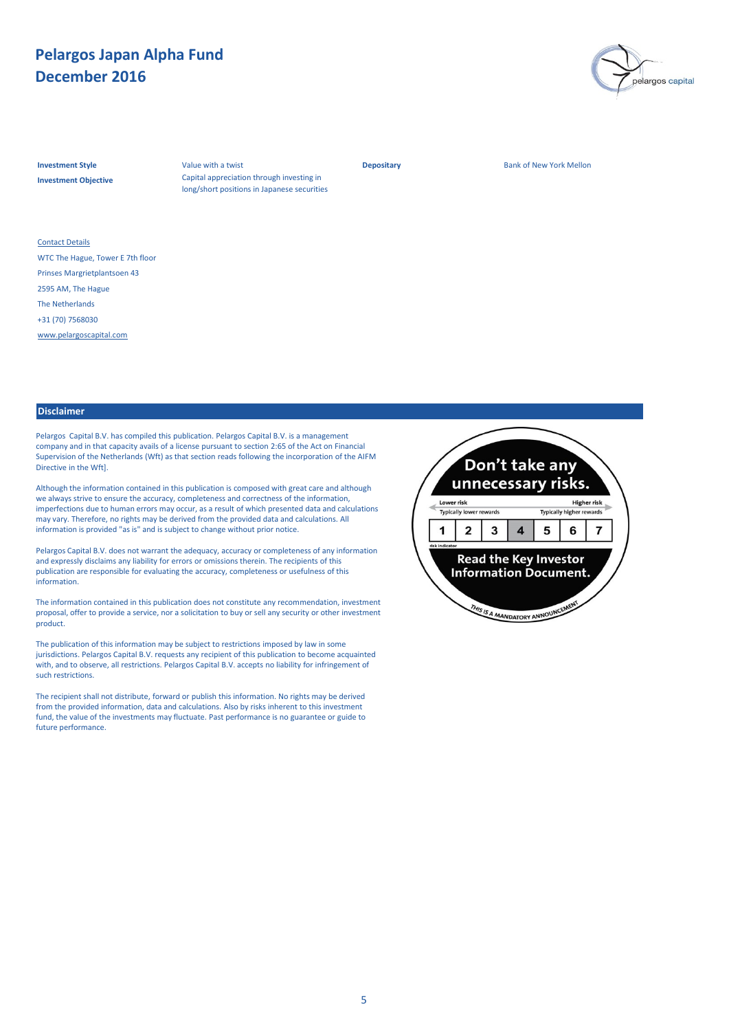# Pelargos Japan Alpha Fund
# December 2016

pelargos capital

| | | | |
|---|---|---|---|
| **Investment Style** | Value with a twist | **Depositary** | Bank of New York Mellon |
| **Investment Objective** | Capital appreciation through investing in long/short positions in Japanese securities | | |

Contact Details

WTC The Hague, Tower E 7th floor

Prinses Margrietplantsoen 43

2595 AM, The Hague

The Netherlands

+31 (70) 7568030

www.pelargoscapital.com

## Disclaimer

Pelargos Capital B.V. has compiled this publication. Pelargos Capital B.V. is a management company and in that capacity avails of a license pursuant to section 2:65 of the Act on Financial Supervision of the Netherlands (Wft) as that section reads following the incorporation of the AIFM Directive in the Wft].

Although the information contained in this publication is composed with great care and although we always strive to ensure the accuracy, completeness and correctness of the information, imperfections due to human errors may occur, as a result of which presented data and calculations may vary. Therefore, no rights may be derived from the provided data and calculations. All information is provided "as is" and is subject to change without prior notice.

Pelargos Capital B.V. does not warrant the adequacy, accuracy or completeness of any information and expressly disclaims any liability for errors or omissions therein. The recipients of this publication are responsible for evaluating the accuracy, completeness or usefulness of this information.

The information contained in this publication does not constitute any recommendation, investment proposal, offer to provide a service, nor a solicitation to buy or sell any security or other investment product.

The publication of this information may be subject to restrictions imposed by law in some jurisdictions. Pelargos Capital B.V. requests any recipient of this publication to become acquainted with, and to observe, all restrictions. Pelargos Capital B.V. accepts no liability for infringement of such restrictions.

The recipient shall not distribute, forward or publish this information. No rights may be derived from the provided information, data and calculations. Also by risks inherent to this investment fund, the value of the investments may fluctuate. Past performance is no guarantee or guide to future performance.

**Don't take any unnecessary risks.**

Lower risk — Higher risk

Typically lower rewards — Typically higher rewards

1 2 3 4 5 6 7

risk indicator

**Read the Key Investor Information Document.**

THIS IS A MANDATORY ANNOUNCEMENT